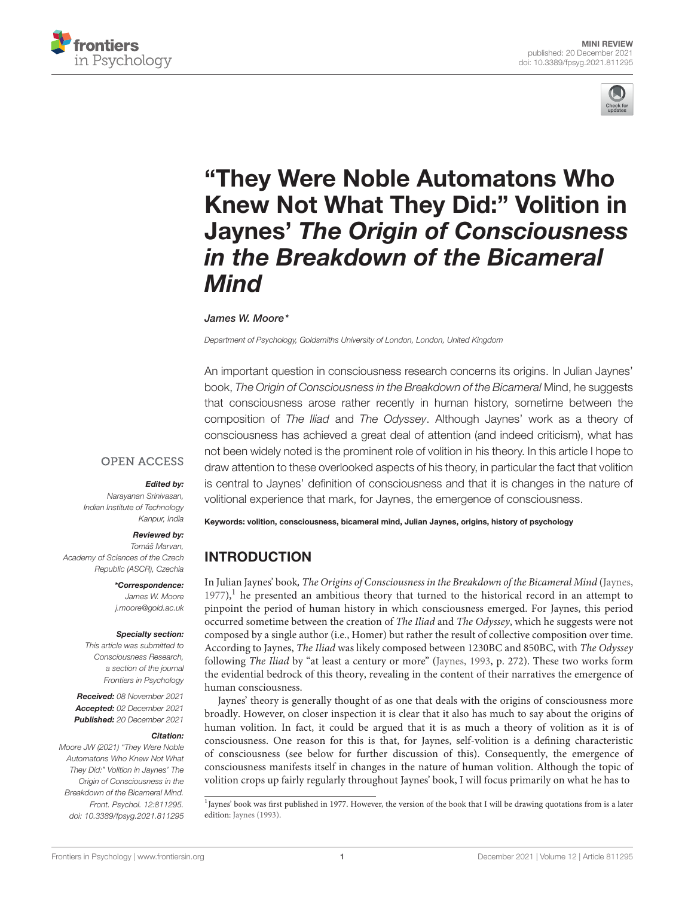MINI REVIEW
published: 20 December 2021
doi: 10.3389/fpsyg.2021.811295

# "They Were Noble Automatons Who Knew Not What They Did:" Volition in Jaynes' *The Origin of Consciousness in the Breakdown of the Bicameral Mind*

*James W. Moore**

*Department of Psychology, Goldsmiths University of London, London, United Kingdom*

An important question in consciousness research concerns its origins. In Julian Jaynes' book, *The Origin of Consciousness in the Breakdown of the Bicameral* Mind, he suggests that consciousness arose rather recently in human history, sometime between the composition of *The Iliad* and *The Odyssey*. Although Jaynes' work as a theory of consciousness has achieved a great deal of attention (and indeed criticism), what has not been widely noted is the prominent role of volition in his theory. In this article I hope to draw attention to these overlooked aspects of his theory, in particular the fact that volition is central to Jaynes' definition of consciousness and that it is changes in the nature of volitional experience that mark, for Jaynes, the emergence of consciousness.

**Keywords: volition, consciousness, bicameral mind, Julian Jaynes, origins, history of psychology**

OPEN ACCESS

***Edited by:***
*Narayanan Srinivasan,*
*Indian Institute of Technology Kanpur, India*

***Reviewed by:***
*Tomáš Marvan,*
*Academy of Sciences of the Czech Republic (ASCR), Czechia*

****Correspondence:***
*James W. Moore*
*j.moore@gold.ac.uk*

***Specialty section:***
*This article was submitted to Consciousness Research, a section of the journal Frontiers in Psychology*

***Received:*** *08 November 2021*
***Accepted:*** *02 December 2021*
***Published:*** *20 December 2021*

***Citation:***
*Moore JW (2021) "They Were Noble Automatons Who Knew Not What They Did:" Volition in Jaynes' The Origin of Consciousness in the Breakdown of the Bicameral Mind. Front. Psychol. 12:811295. doi: 10.3389/fpsyg.2021.811295*

## INTRODUCTION

In Julian Jaynes' book, *The Origins of Consciousness in the Breakdown of the Bicameral Mind* (Jaynes, 1977),[1] he presented an ambitious theory that turned to the historical record in an attempt to pinpoint the period of human history in which consciousness emerged. For Jaynes, this period occurred sometime between the creation of *The Iliad* and *The Odyssey*, which he suggests were not composed by a single author (i.e., Homer) but rather the result of collective composition over time. According to Jaynes, *The Iliad* was likely composed between 1230BC and 850BC, with *The Odyssey* following *The Iliad* by "at least a century or more" (Jaynes, 1993, p. 272). These two works form the evidential bedrock of this theory, revealing in the content of their narratives the emergence of human consciousness.

Jaynes' theory is generally thought of as one that deals with the origins of consciousness more broadly. However, on closer inspection it is clear that it also has much to say about the origins of human volition. In fact, it could be argued that it is as much a theory of volition as it is of consciousness. One reason for this is that, for Jaynes, self-volition is a defining characteristic of consciousness (see below for further discussion of this). Consequently, the emergence of consciousness manifests itself in changes in the nature of human volition. Although the topic of volition crops up fairly regularly throughout Jaynes' book, I will focus primarily on what he has to

[1] Jaynes' book was first published in 1977. However, the version of the book that I will be drawing quotations from is a later edition: Jaynes (1993).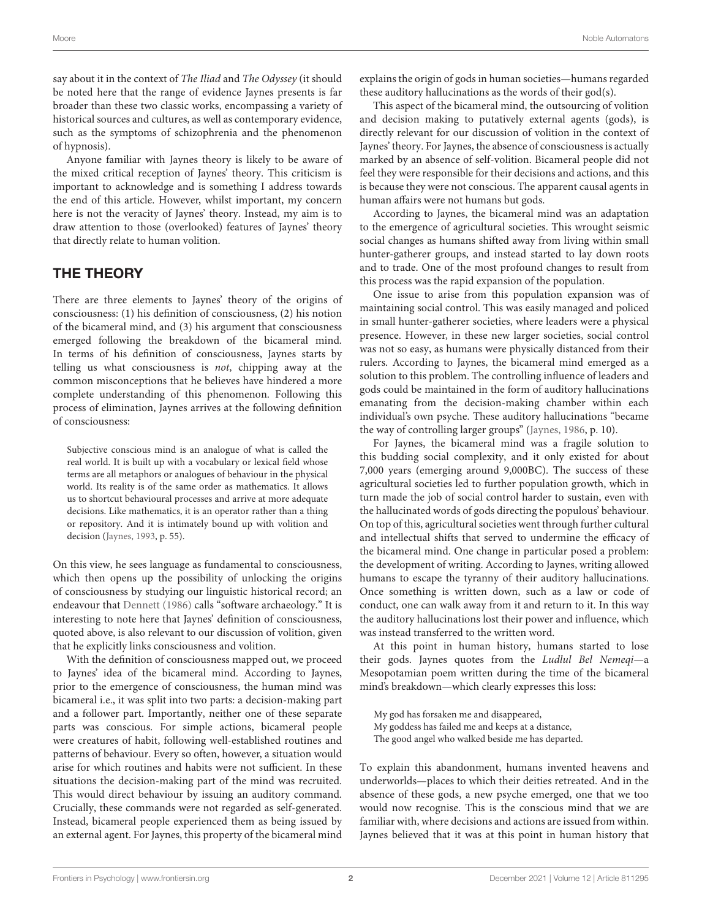say about it in the context of *The Iliad* and *The Odyssey* (it should be noted here that the range of evidence Jaynes presents is far broader than these two classic works, encompassing a variety of historical sources and cultures, as well as contemporary evidence, such as the symptoms of schizophrenia and the phenomenon of hypnosis).

Anyone familiar with Jaynes theory is likely to be aware of the mixed critical reception of Jaynes' theory. This criticism is important to acknowledge and is something I address towards the end of this article. However, whilst important, my concern here is not the veracity of Jaynes' theory. Instead, my aim is to draw attention to those (overlooked) features of Jaynes' theory that directly relate to human volition.

## THE THEORY

There are three elements to Jaynes' theory of the origins of consciousness: (1) his definition of consciousness, (2) his notion of the bicameral mind, and (3) his argument that consciousness emerged following the breakdown of the bicameral mind. In terms of his definition of consciousness, Jaynes starts by telling us what consciousness is *not*, chipping away at the common misconceptions that he believes have hindered a more complete understanding of this phenomenon. Following this process of elimination, Jaynes arrives at the following definition of consciousness:

> Subjective conscious mind is an analogue of what is called the real world. It is built up with a vocabulary or lexical field whose terms are all metaphors or analogues of behaviour in the physical world. Its reality is of the same order as mathematics. It allows us to shortcut behavioural processes and arrive at more adequate decisions. Like mathematics, it is an operator rather than a thing or repository. And it is intimately bound up with volition and decision (Jaynes, 1993, p. 55).

On this view, he sees language as fundamental to consciousness, which then opens up the possibility of unlocking the origins of consciousness by studying our linguistic historical record; an endeavour that Dennett (1986) calls "software archaeology." It is interesting to note here that Jaynes' definition of consciousness, quoted above, is also relevant to our discussion of volition, given that he explicitly links consciousness and volition.

With the definition of consciousness mapped out, we proceed to Jaynes' idea of the bicameral mind. According to Jaynes, prior to the emergence of consciousness, the human mind was bicameral i.e., it was split into two parts: a decision-making part and a follower part. Importantly, neither one of these separate parts was conscious. For simple actions, bicameral people were creatures of habit, following well-established routines and patterns of behaviour. Every so often, however, a situation would arise for which routines and habits were not sufficient. In these situations the decision-making part of the mind was recruited. This would direct behaviour by issuing an auditory command. Crucially, these commands were not regarded as self-generated. Instead, bicameral people experienced them as being issued by an external agent. For Jaynes, this property of the bicameral mind explains the origin of gods in human societies—humans regarded these auditory hallucinations as the words of their god(s).

This aspect of the bicameral mind, the outsourcing of volition and decision making to putatively external agents (gods), is directly relevant for our discussion of volition in the context of Jaynes' theory. For Jaynes, the absence of consciousness is actually marked by an absence of self-volition. Bicameral people did not feel they were responsible for their decisions and actions, and this is because they were not conscious. The apparent causal agents in human affairs were not humans but gods.

According to Jaynes, the bicameral mind was an adaptation to the emergence of agricultural societies. This wrought seismic social changes as humans shifted away from living within small hunter-gatherer groups, and instead started to lay down roots and to trade. One of the most profound changes to result from this process was the rapid expansion of the population.

One issue to arise from this population expansion was of maintaining social control. This was easily managed and policed in small hunter-gatherer societies, where leaders were a physical presence. However, in these new larger societies, social control was not so easy, as humans were physically distanced from their rulers. According to Jaynes, the bicameral mind emerged as a solution to this problem. The controlling influence of leaders and gods could be maintained in the form of auditory hallucinations emanating from the decision-making chamber within each individual's own psyche. These auditory hallucinations "became the way of controlling larger groups" (Jaynes, 1986, p. 10).

For Jaynes, the bicameral mind was a fragile solution to this budding social complexity, and it only existed for about 7,000 years (emerging around 9,000BC). The success of these agricultural societies led to further population growth, which in turn made the job of social control harder to sustain, even with the hallucinated words of gods directing the populous' behaviour. On top of this, agricultural societies went through further cultural and intellectual shifts that served to undermine the efficacy of the bicameral mind. One change in particular posed a problem: the development of writing. According to Jaynes, writing allowed humans to escape the tyranny of their auditory hallucinations. Once something is written down, such as a law or code of conduct, one can walk away from it and return to it. In this way the auditory hallucinations lost their power and influence, which was instead transferred to the written word.

At this point in human history, humans started to lose their gods. Jaynes quotes from the *Ludlul Bel Nemeqi*—a Mesopotamian poem written during the time of the bicameral mind's breakdown—which clearly expresses this loss:

> My god has forsaken me and disappeared,
> My goddess has failed me and keeps at a distance,
> The good angel who walked beside me has departed.

To explain this abandonment, humans invented heavens and underworlds—places to which their deities retreated. And in the absence of these gods, a new psyche emerged, one that we too would now recognise. This is the conscious mind that we are familiar with, where decisions and actions are issued from within. Jaynes believed that it was at this point in human history that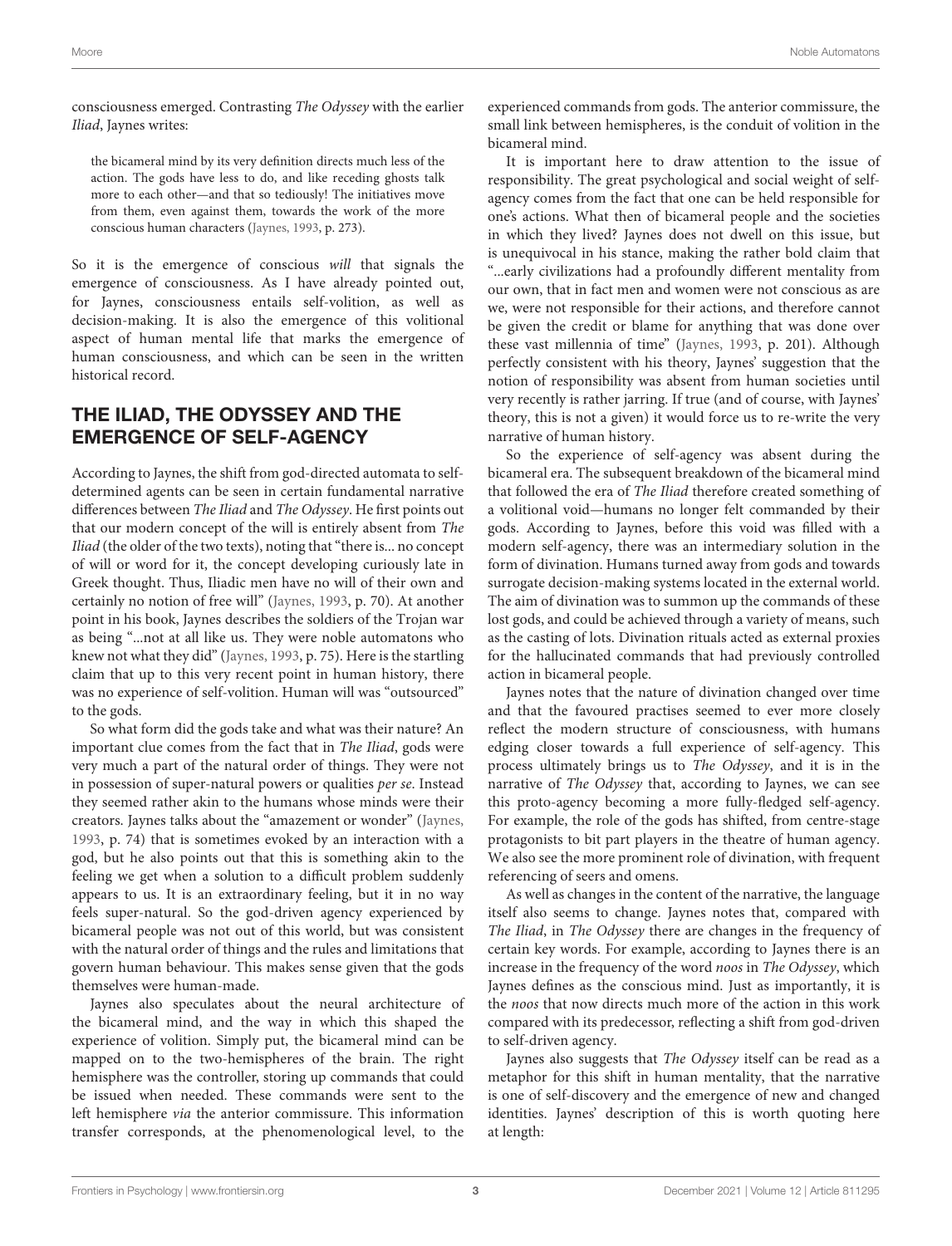consciousness emerged. Contrasting *The Odyssey* with the earlier *Iliad*, Jaynes writes:

> the bicameral mind by its very definition directs much less of the action. The gods have less to do, and like receding ghosts talk more to each other—and that so tediously! The initiatives move from them, even against them, towards the work of the more conscious human characters (Jaynes, 1993, p. 273).

So it is the emergence of conscious *will* that signals the emergence of consciousness. As I have already pointed out, for Jaynes, consciousness entails self-volition, as well as decision-making. It is also the emergence of this volitional aspect of human mental life that marks the emergence of human consciousness, and which can be seen in the written historical record.

## THE ILIAD, THE ODYSSEY AND THE EMERGENCE OF SELF-AGENCY

According to Jaynes, the shift from god-directed automata to self-determined agents can be seen in certain fundamental narrative differences between *The Iliad* and *The Odyssey*. He first points out that our modern concept of the will is entirely absent from *The Iliad* (the older of the two texts), noting that "there is... no concept of will or word for it, the concept developing curiously late in Greek thought. Thus, Iliadic men have no will of their own and certainly no notion of free will" (Jaynes, 1993, p. 70). At another point in his book, Jaynes describes the soldiers of the Trojan war as being "...not at all like us. They were noble automatons who knew not what they did" (Jaynes, 1993, p. 75). Here is the startling claim that up to this very recent point in human history, there was no experience of self-volition. Human will was "outsourced" to the gods.

So what form did the gods take and what was their nature? An important clue comes from the fact that in *The Iliad*, gods were very much a part of the natural order of things. They were not in possession of super-natural powers or qualities *per se*. Instead they seemed rather akin to the humans whose minds were their creators. Jaynes talks about the "amazement or wonder" (Jaynes, 1993, p. 74) that is sometimes evoked by an interaction with a god, but he also points out that this is something akin to the feeling we get when a solution to a difficult problem suddenly appears to us. It is an extraordinary feeling, but it in no way feels super-natural. So the god-driven agency experienced by bicameral people was not out of this world, but was consistent with the natural order of things and the rules and limitations that govern human behaviour. This makes sense given that the gods themselves were human-made.

Jaynes also speculates about the neural architecture of the bicameral mind, and the way in which this shaped the experience of volition. Simply put, the bicameral mind can be mapped on to the two-hemispheres of the brain. The right hemisphere was the controller, storing up commands that could be issued when needed. These commands were sent to the left hemisphere *via* the anterior commissure. This information transfer corresponds, at the phenomenological level, to the experienced commands from gods. The anterior commissure, the small link between hemispheres, is the conduit of volition in the bicameral mind.

It is important here to draw attention to the issue of responsibility. The great psychological and social weight of self-agency comes from the fact that one can be held responsible for one's actions. What then of bicameral people and the societies in which they lived? Jaynes does not dwell on this issue, but is unequivocal in his stance, making the rather bold claim that "...early civilizations had a profoundly different mentality from our own, that in fact men and women were not conscious as are we, were not responsible for their actions, and therefore cannot be given the credit or blame for anything that was done over these vast millennia of time" (Jaynes, 1993, p. 201). Although perfectly consistent with his theory, Jaynes' suggestion that the notion of responsibility was absent from human societies until very recently is rather jarring. If true (and of course, with Jaynes' theory, this is not a given) it would force us to re-write the very narrative of human history.

So the experience of self-agency was absent during the bicameral era. The subsequent breakdown of the bicameral mind that followed the era of *The Iliad* therefore created something of a volitional void—humans no longer felt commanded by their gods. According to Jaynes, before this void was filled with a modern self-agency, there was an intermediary solution in the form of divination. Humans turned away from gods and towards surrogate decision-making systems located in the external world. The aim of divination was to summon up the commands of these lost gods, and could be achieved through a variety of means, such as the casting of lots. Divination rituals acted as external proxies for the hallucinated commands that had previously controlled action in bicameral people.

Jaynes notes that the nature of divination changed over time and that the favoured practises seemed to ever more closely reflect the modern structure of consciousness, with humans edging closer towards a full experience of self-agency. This process ultimately brings us to *The Odyssey*, and it is in the narrative of *The Odyssey* that, according to Jaynes, we can see this proto-agency becoming a more fully-fledged self-agency. For example, the role of the gods has shifted, from centre-stage protagonists to bit part players in the theatre of human agency. We also see the more prominent role of divination, with frequent referencing of seers and omens.

As well as changes in the content of the narrative, the language itself also seems to change. Jaynes notes that, compared with *The Iliad*, in *The Odyssey* there are changes in the frequency of certain key words. For example, according to Jaynes there is an increase in the frequency of the word *noos* in *The Odyssey*, which Jaynes defines as the conscious mind. Just as importantly, it is the *noos* that now directs much more of the action in this work compared with its predecessor, reflecting a shift from god-driven to self-driven agency.

Jaynes also suggests that *The Odyssey* itself can be read as a metaphor for this shift in human mentality, that the narrative is one of self-discovery and the emergence of new and changed identities. Jaynes' description of this is worth quoting here at length: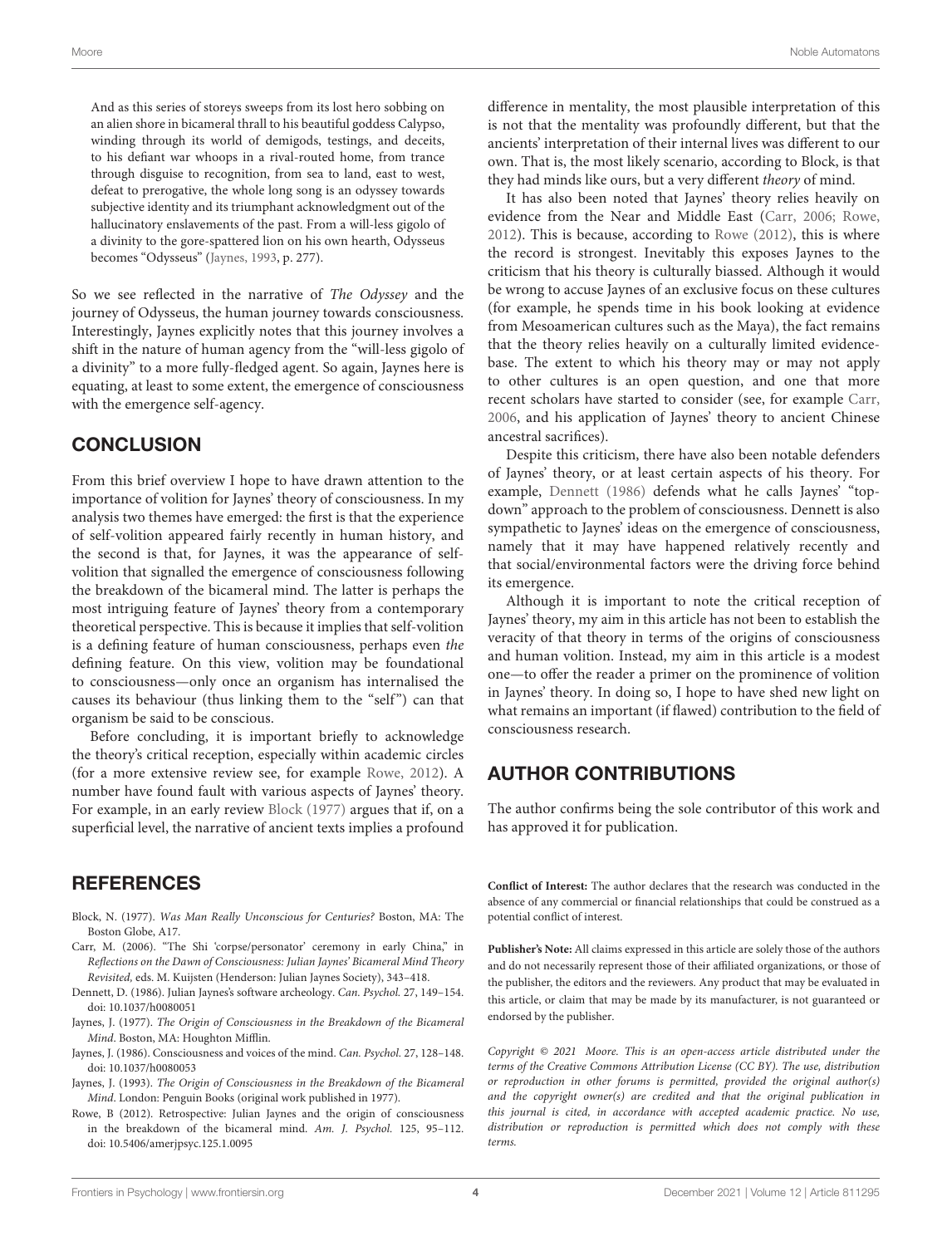> And as this series of storeys sweeps from its lost hero sobbing on an alien shore in bicameral thrall to his beautiful goddess Calypso, winding through its world of demigods, testings, and deceits, to his defiant war whoops in a rival-routed home, from trance through disguise to recognition, from sea to land, east to west, defeat to prerogative, the whole long song is an odyssey towards subjective identity and its triumphant acknowledgment out of the hallucinatory enslavements of the past. From a will-less gigolo of a divinity to the gore-spattered lion on his own hearth, Odysseus becomes "Odysseus" (Jaynes, 1993, p. 277).

So we see reflected in the narrative of *The Odyssey* and the journey of Odysseus, the human journey towards consciousness. Interestingly, Jaynes explicitly notes that this journey involves a shift in the nature of human agency from the "will-less gigolo of a divinity" to a more fully-fledged agent. So again, Jaynes here is equating, at least to some extent, the emergence of consciousness with the emergence self-agency.

## CONCLUSION

From this brief overview I hope to have drawn attention to the importance of volition for Jaynes' theory of consciousness. In my analysis two themes have emerged: the first is that the experience of self-volition appeared fairly recently in human history, and the second is that, for Jaynes, it was the appearance of self-volition that signalled the emergence of consciousness following the breakdown of the bicameral mind. The latter is perhaps the most intriguing feature of Jaynes' theory from a contemporary theoretical perspective. This is because it implies that self-volition is a defining feature of human consciousness, perhaps even *the* defining feature. On this view, volition may be foundational to consciousness—only once an organism has internalised the causes its behaviour (thus linking them to the "self") can that organism be said to be conscious.

Before concluding, it is important briefly to acknowledge the theory's critical reception, especially within academic circles (for a more extensive review see, for example Rowe, 2012). A number have found fault with various aspects of Jaynes' theory. For example, in an early review Block (1977) argues that if, on a superficial level, the narrative of ancient texts implies a profound difference in mentality, the most plausible interpretation of this is not that the mentality was profoundly different, but that the ancients' interpretation of their internal lives was different to our own. That is, the most likely scenario, according to Block, is that they had minds like ours, but a very different *theory* of mind.

It has also been noted that Jaynes' theory relies heavily on evidence from the Near and Middle East (Carr, 2006; Rowe, 2012). This is because, according to Rowe (2012), this is where the record is strongest. Inevitably this exposes Jaynes to the criticism that his theory is culturally biassed. Although it would be wrong to accuse Jaynes of an exclusive focus on these cultures (for example, he spends time in his book looking at evidence from Mesoamerican cultures such as the Maya), the fact remains that the theory relies heavily on a culturally limited evidence-base. The extent to which his theory may or may not apply to other cultures is an open question, and one that more recent scholars have started to consider (see, for example Carr, 2006, and his application of Jaynes' theory to ancient Chinese ancestral sacrifices).

Despite this criticism, there have also been notable defenders of Jaynes' theory, or at least certain aspects of his theory. For example, Dennett (1986) defends what he calls Jaynes' "top-down" approach to the problem of consciousness. Dennett is also sympathetic to Jaynes' ideas on the emergence of consciousness, namely that it may have happened relatively recently and that social/environmental factors were the driving force behind its emergence.

Although it is important to note the critical reception of Jaynes' theory, my aim in this article has not been to establish the veracity of that theory in terms of the origins of consciousness and human volition. Instead, my aim in this article is a modest one—to offer the reader a primer on the prominence of volition in Jaynes' theory. In doing so, I hope to have shed new light on what remains an important (if flawed) contribution to the field of consciousness research.

## AUTHOR CONTRIBUTIONS

The author confirms being the sole contributor of this work and has approved it for publication.

## REFERENCES

Block, N. (1977). *Was Man Really Unconscious for Centuries?* Boston, MA: The Boston Globe, A17.

Carr, M. (2006). "The Shi 'corpse/personator' ceremony in early China," in *Reflections on the Dawn of Consciousness: Julian Jaynes' Bicameral Mind Theory Revisited,* eds. M. Kuijsten (Henderson: Julian Jaynes Society), 343–418.

Dennett, D. (1986). Julian Jaynes's software archeology. *Can. Psychol.* 27, 149–154. doi: 10.1037/h0080051

Jaynes, J. (1977). *The Origin of Consciousness in the Breakdown of the Bicameral Mind*. Boston, MA: Houghton Mifflin.

Jaynes, J. (1986). Consciousness and voices of the mind. *Can. Psychol.* 27, 128–148. doi: 10.1037/h0080053

Jaynes, J. (1993). *The Origin of Consciousness in the Breakdown of the Bicameral Mind*. London: Penguin Books (original work published in 1977).

Rowe, B (2012). Retrospective: Julian Jaynes and the origin of consciousness in the breakdown of the bicameral mind. *Am. J. Psychol.* 125, 95–112. doi: 10.5406/amerjpsyc.125.1.0095

**Conflict of Interest:** The author declares that the research was conducted in the absence of any commercial or financial relationships that could be construed as a potential conflict of interest.

**Publisher's Note:** All claims expressed in this article are solely those of the authors and do not necessarily represent those of their affiliated organizations, or those of the publisher, the editors and the reviewers. Any product that may be evaluated in this article, or claim that may be made by its manufacturer, is not guaranteed or endorsed by the publisher.

*Copyright © 2021 Moore. This is an open-access article distributed under the terms of the Creative Commons Attribution License (CC BY). The use, distribution or reproduction in other forums is permitted, provided the original author(s) and the copyright owner(s) are credited and that the original publication in this journal is cited, in accordance with accepted academic practice. No use, distribution or reproduction is permitted which does not comply with these terms.*